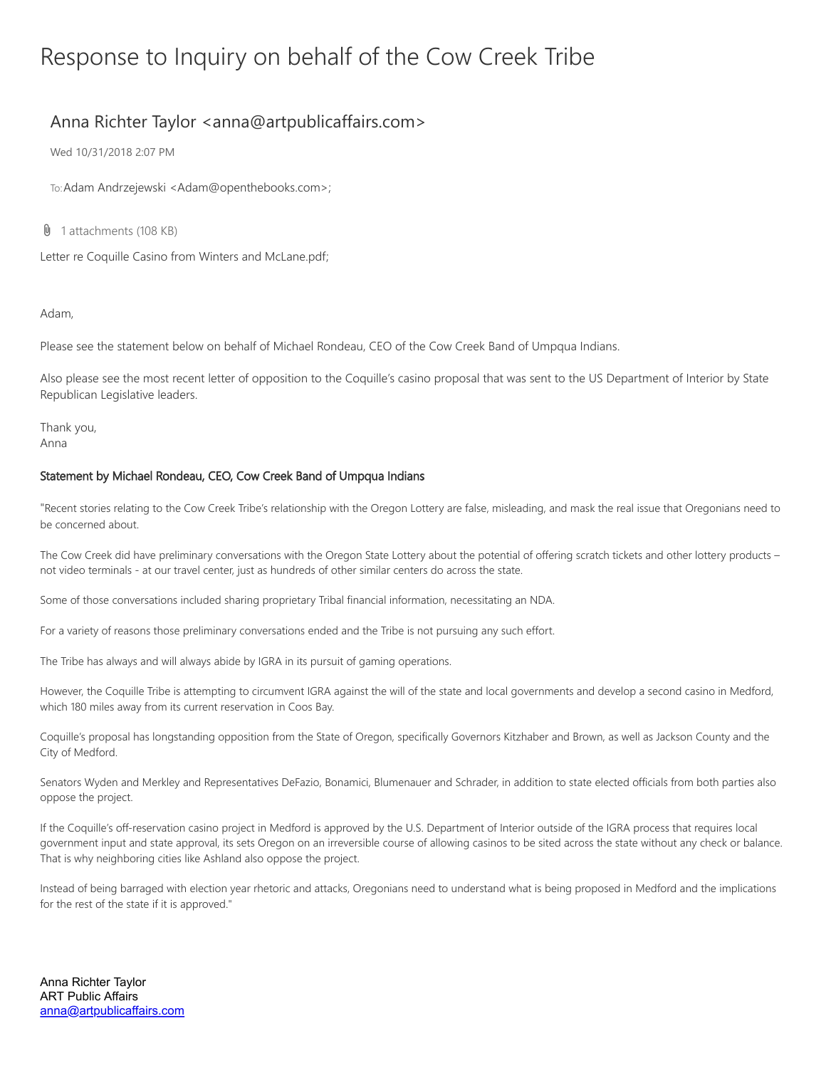# Response to Inquiry on behalf of the Cow Creek Tribe

## Anna Richter Taylor <anna@artpublicaffairs.com>

Wed 10/31/2018 2:07 PM

To: Adam Andrzejewski <Adam@openthebooks.com>;

1 attachments (108 KB)

Letter re Coquille Casino from Winters and McLane.pdf;

Adam,

Please see the statement below on behalf of Michael Rondeau, CEO of the Cow Creek Band of Umpqua Indians.

Also please see the most recent letter of opposition to the Coquille's casino proposal that was sent to the US Department of Interior by State Republican Legislative leaders.

Thank you,
Anna

**Statement by Michael Rondeau, CEO, Cow Creek Band of Umpqua Indians**

"Recent stories relating to the Cow Creek Tribe's relationship with the Oregon Lottery are false, misleading, and mask the real issue that Oregonians need to be concerned about.

The Cow Creek did have preliminary conversations with the Oregon State Lottery about the potential of offering scratch tickets and other lottery products – not video terminals - at our travel center, just as hundreds of other similar centers do across the state.

Some of those conversations included sharing proprietary Tribal financial information, necessitating an NDA.

For a variety of reasons those preliminary conversations ended and the Tribe is not pursuing any such effort.

The Tribe has always and will always abide by IGRA in its pursuit of gaming operations.

However, the Coquille Tribe is attempting to circumvent IGRA against the will of the state and local governments and develop a second casino in Medford, which 180 miles away from its current reservation in Coos Bay.

Coquille's proposal has longstanding opposition from the State of Oregon, specifically Governors Kitzhaber and Brown, as well as Jackson County and the City of Medford.

Senators Wyden and Merkley and Representatives DeFazio, Bonamici, Blumenauer and Schrader, in addition to state elected officials from both parties also oppose the project.

If the Coquille's off-reservation casino project in Medford is approved by the U.S. Department of Interior outside of the IGRA process that requires local government input and state approval, its sets Oregon on an irreversible course of allowing casinos to be sited across the state without any check or balance. That is why neighboring cities like Ashland also oppose the project.

Instead of being barraged with election year rhetoric and attacks, Oregonians need to understand what is being proposed in Medford and the implications for the rest of the state if it is approved."

Anna Richter Taylor
ART Public Affairs
anna@artpublicaffairs.com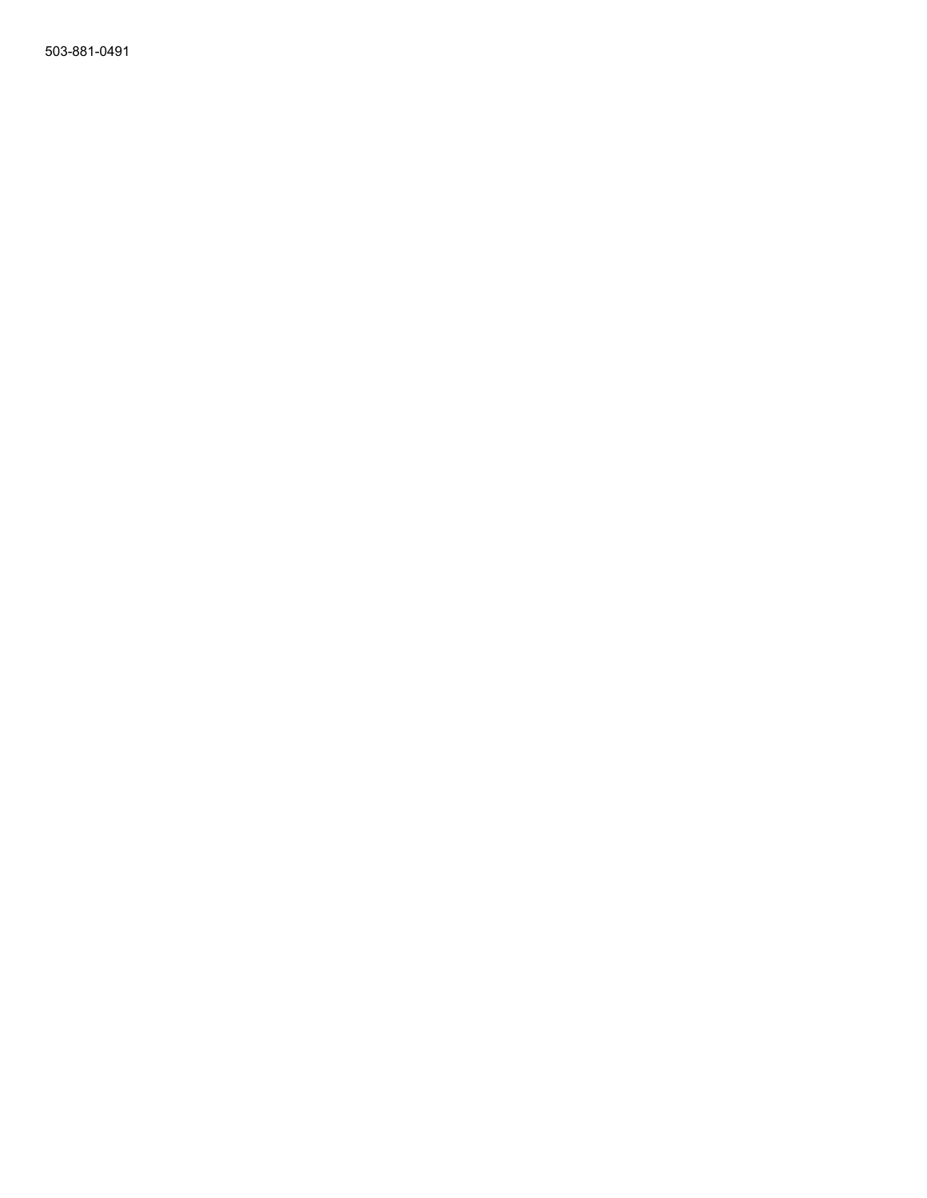503-881-0491